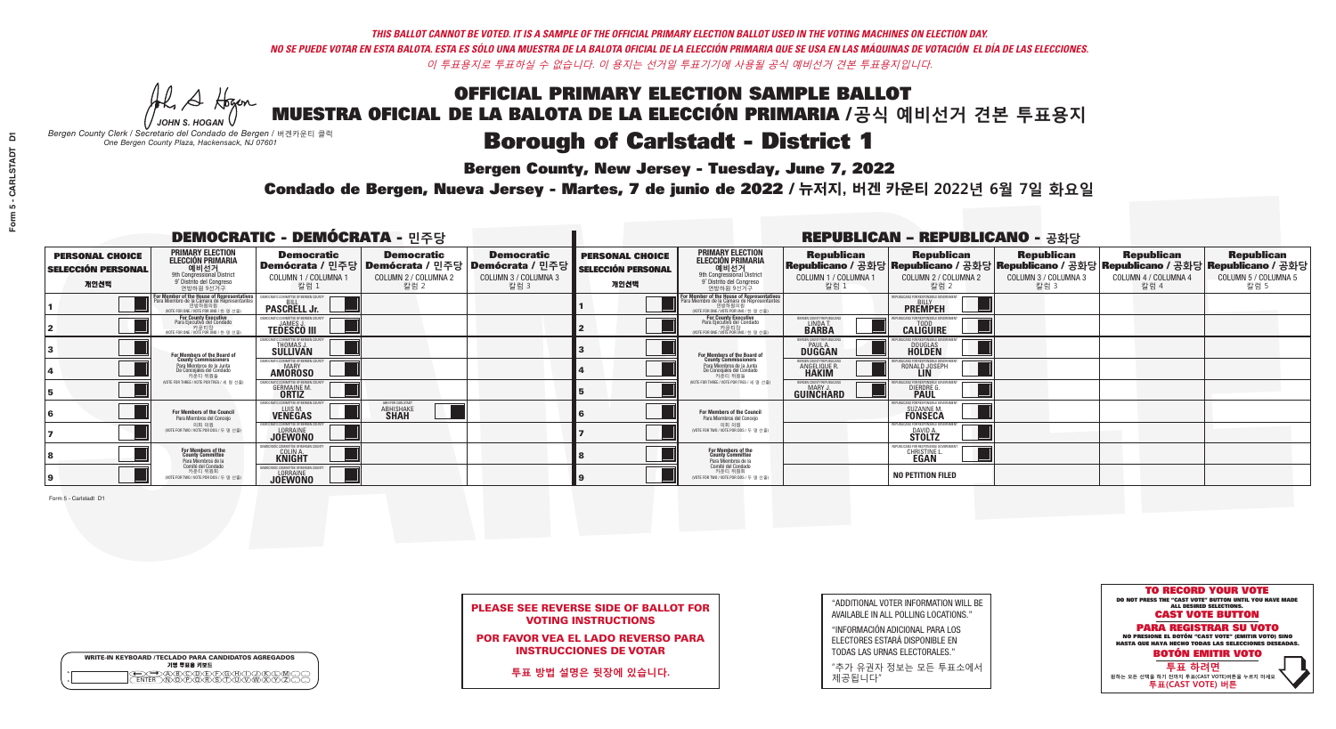*THIS BALLOT CANNOT BE VOTED. IT IS A SAMPLE OF THE OFFICIAL PRIMARY ELECTION BALLOT USED IN THE VOTING MACHINES ON ELECTION DAY.*
*NO SE PUEDE VOTAR EN ESTA BALOTA. ESTA ES SÓLO UNA MUESTRA DE LA BALOTA OFICIAL DE LA ELECCIÓN PRIMARIA QUE SE USA EN LAS MÁQUINAS DE VOTACIÓN EL DÍA DE LAS ELECCIONES.*
*이 투표용지로 투표하실 수 없습니다. 이 용지는 선거일 투표기기에 사용될 공식 예비선거 견본 투표용지입니다.*

JOHN S. HOGAN
*Bergen County Clerk / Secretario del Condado de Bergen / 버겐카운티 클럭*
*One Bergen County Plaza, Hackensack, NJ 07601*

# OFFICIAL PRIMARY ELECTION SAMPLE BALLOT
# MUESTRA OFICIAL DE LA BALOTA DE LA ELECCIÓN PRIMARIA / 공식 예비선거 견본 투표용지

## Borough of Carlstadt - District 1

**Bergen County, New Jersey - Tuesday, June 7, 2022**

**Condado de Bergen, Nueva Jersey - Martes, 7 de junio de 2022 / 뉴저지, 버겐 카운티 2022년 6월 7일 화요일**

### DEMOCRATIC - DEMÓCRATA - 민주당

| PERSONAL CHOICE / SELECCIÓN PERSONAL / 개인선택 | PRIMARY ELECTION / ELECCIÓN PRIMARIA / 예비선거 (9th Congressional District / 9° Distrito del Congreso / 연방하원 9선거구) | Democratic / Demócrata / 민주당 COLUMN 1 / COLUMNA 1 / 칼럼 1 | Democratic / Demócrata / 민주당 COLUMN 2 / COLUMNA 2 / 칼럼 2 | Democratic / Demócrata / 민주당 COLUMN 3 / COLUMNA 3 / 칼럼 3 |
|---|---|---|---|---|
| 1 | For Member of the House of Representatives / Para Miembro de la Cámara de Representantes / 연방하원의원 (VOTE FOR ONE / VOTE POR UNO / 한 명 선출) | BILL PASCRELL Jr. | | |
| 2 | For County Executive / Para Ejecutivo del Condado / 카운티장 (VOTE FOR ONE / VOTE POR UNO / 한 명 선출) | JAMES J. TEDESCO III | | |
| 3 | For Members of the Board of County Commissioners / Para Miembros de la Junta De Concejales del Condado / 카운티 위원들 (VOTE FOR THREE / VOTE POR TRES / 세 명 선출) | THOMAS J. SULLIVAN | | |
| 4 | | MARY AMOROSO | | |
| 5 | | GERMAINE M. ORTIZ | | |
| 6 | For Members of the Council / Para Miembros del Concejo / 의회 의원 (VOTE FOR TWO / VOTE POR DOS / 두 명 선출) | LUIS M. VENEGAS | ABHISHAKE SHAH | |
| 7 | | LORRAINE JOEWONO | | |
| 8 | For Members of the County Committee / Para Miembros de la Comité del Condado / 카운티 위원회 (VOTE FOR TWO / VOTE POR DOS / 두 명 선출) | COLIN A. KNIGHT | | |
| 9 | | LORRAINE JOEWONO | | |

### REPUBLICAN - REPUBLICANO - 공화당

| PERSONAL CHOICE / SELECCIÓN PERSONAL / 개인선택 | PRIMARY ELECTION / ELECCIÓN PRIMARIA / 예비선거 (9th Congressional District / 9° Distrito del Congreso / 연방하원 9선거구) | Republican / Republicano / 공화당 COLUMN 1 / COLUMNA 1 / 칼럼 1 | Republican / Republicano / 공화당 COLUMN 2 / COLUMNA 2 / 칼럼 2 | Republican / Republicano / 공화당 COLUMN 3 / COLUMNA 3 / 칼럼 3 | Republican / Republicano / 공화당 COLUMN 4 / COLUMNA 4 / 칼럼 4 | Republican / Republicano / 공화당 COLUMN 5 / COLUMNA 5 / 칼럼 5 |
|---|---|---|---|---|---|---|
| 1 | For Member of the House of Representatives / Para Miembro de la Cámara de Representantes / 연방하원의원 (VOTE FOR ONE / VOTE POR UNO / 한 명 선출) | | BILLY PREMPEH | | | |
| 2 | For County Executive / Para Ejecutivo del Condado / 카운티장 (VOTE FOR ONE / VOTE POR UNO / 한 명 선출) | LINDA T. BARBA | TODD CALIGUIRE | | | |
| 3 | For Members of the Board of County Commissioners / Para Miembros de la Junta De Concejales del Condado / 카운티 위원들 (VOTE FOR THREE / VOTE POR TRES / 세 명 선출) | PAUL A. DUGGAN | DOUGLAS HOLDEN | | | |
| 4 | | ANGELIQUE R. HAKIM | RONALD JOSEPH LIN | | | |
| 5 | | MARY J. GUINCHARD | DIERDRE G. PAUL | | | |
| 6 | For Members of the Council / Para Miembros del Concejo / 의회 의원 (VOTE FOR TWO / VOTE POR DOS / 두 명 선출) | | SUZANNE M. FONSECA | | | |
| 7 | | | DAVID A. STOLTZ | | | |
| 8 | For Members of the County Committee / Para Miembros de la Comité del Condado / 카운티 위원회 (VOTE FOR TWO / VOTE POR DOS / 두 명 선출) | | CHRISTINE L. EGAN | | | |
| 9 | | | NO PETITION FILED | | | |

Form 5 - Carlstadt D1

**PLEASE SEE REVERSE SIDE OF BALLOT FOR VOTING INSTRUCTIONS**

**POR FAVOR VEA EL LADO REVERSO PARA INSTRUCCIONES DE VOTAR**

**투표 방법 설명은 뒷장에 있습니다.**

"ADDITIONAL VOTER INFORMATION WILL BE AVAILABLE IN ALL POLLING LOCATIONS."

"INFORMACIÓN ADICIONAL PARA LOS ELECTORES ESTARÁ DISPONIBLE EN TODAS LAS URNAS ELECTORALES."

"추가 유권자 정보는 모든 투표소에서 제공됩니다"

**TO RECORD YOUR VOTE**
DO NOT PRESS THE "CAST VOTE" BUTTON UNTIL YOU HAVE MADE ALL DESIRED SELECTIONS.
**CAST VOTE BUTTON**

**PARA REGISTRAR SU VOTO**
NO PRESIONE EL BOTÓN "CAST VOTE" (EMITIR VOTO) SINO HASTA QUE HAYA HECHO TODAS LAS SELECCIONES DESEADAS.
**BOTÓN EMITIR VOTO**

**투표 하려면**
원하는 모든 선택을 하기 전까지 투표(CAST VOTE)버튼을 누르지 마세요
**투표(CAST VOTE) 버튼**

WRITE-IN KEYBOARD /TECLADO PARA CANDIDATOS AGREGADOS
기명 투표용 키보드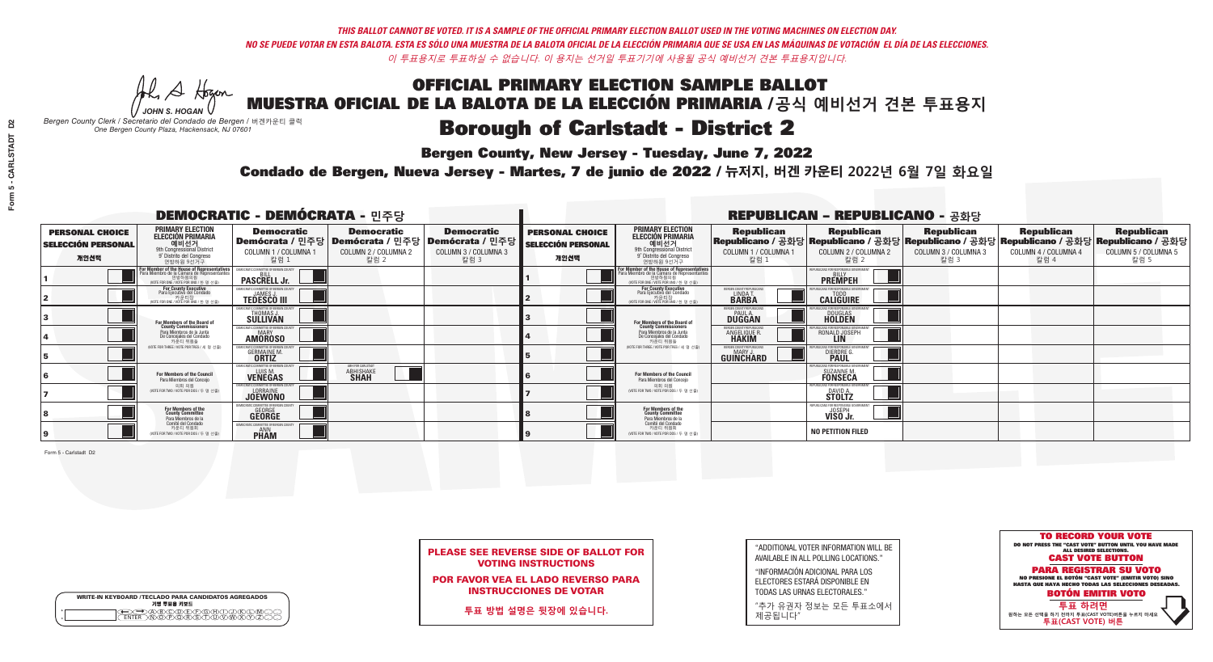*THIS BALLOT CANNOT BE VOTED. IT IS A SAMPLE OF THE OFFICIAL PRIMARY ELECTION BALLOT USED IN THE VOTING MACHINES ON ELECTION DAY.*
*NO SE PUEDE VOTAR EN ESTA BALOTA. ESTA ES SÓLO UNA MUESTRA DE LA BALOTA OFICIAL DE LA ELECCIÓN PRIMARIA QUE SE USA EN LAS MÁQUINAS DE VOTACIÓN EL DÍA DE LAS ELECCIONES.*
*이 투표용지로 투표하실 수 없습니다. 이 용지는 선거일 투표기기에 사용될 공식 예비선거 견본 투표용지입니다.*

JOHN S. HOGAN
*Bergen County Clerk / Secretario del Condado de Bergen / 버겐카운티 클럭*
*One Bergen County Plaza, Hackensack, NJ 07601*

# OFFICIAL PRIMARY ELECTION SAMPLE BALLOT
# MUESTRA OFICIAL DE LA BALOTA DE LA ELECCIÓN PRIMARIA / 공식 예비선거 견본 투표용지

## Borough of Carlstadt - District 2

**Bergen County, New Jersey - Tuesday, June 7, 2022**

**Condado de Bergen, Nueva Jersey - Martes, 7 de junio de 2022 / 뉴저지, 버겐 카운티 2022년 6월 7일 화요일**

### DEMOCRATIC - DEMÓCRATA - 민주당

| PERSONAL CHOICE / SELECCIÓN PERSONAL / 개인선택 | PRIMARY ELECTION / ELECCIÓN PRIMARIA / 예비선거 (9th Congressional District / 9° Distrito del Congreso / 연방하원 9선거구) | Democratic / Demócrata / 민주당 COLUMN 1 / COLUMNA 1 / 칼럼 1 | Democratic / Demócrata / 민주당 COLUMN 2 / COLUMNA 2 / 칼럼 2 | Democratic / Demócrata / 민주당 COLUMN 3 / COLUMNA 3 / 칼럼 3 |
|---|---|---|---|---|
| 1 | For Member of the House of Representatives / Para Miembro de la Cámara de Representantes / 연방하원의원 (VOTE FOR ONE / VOTE POR UNO / 한 명 선출) | BILL PASCRELL Jr. | | |
| 2 | For County Executive / Para Ejecutivo del Condado / 카운티장 (VOTE FOR ONE / VOTE POR UNO / 한 명 선출) | JAMES J. TEDESCO III | | |
| 3 | For Members of the Board of County Commissioners / Para Miembros de la Junta De Concejales del Condado / 카운티 위원들 (VOTE FOR THREE / VOTE POR TRES / 세 명 선출) | THOMAS J. SULLIVAN | | |
| 4 | | MARY AMOROSO | | |
| 5 | | GERMAINE M. ORTIZ | | |
| 6 | For Members of the Council / Para Miembros del Concejo / 의회 의원 (VOTE FOR TWO / VOTE POR DOS / 두 명 선출) | LUIS M. VENEGAS | ABHISHAKE SHAH | |
| 7 | | LORRAINE JOEWONO | | |
| 8 | For Members of the County Committee / Para Miembros de la Comité del Condado / 카운티 위원회 (VOTE FOR TWO / VOTE POR DOS / 두 명 선출) | GEORGE GEORGE | | |
| 9 | | ANN PHAM | | |

### REPUBLICAN - REPUBLICANO - 공화당

| PERSONAL CHOICE / SELECCIÓN PERSONAL / 개인선택 | PRIMARY ELECTION / ELECCIÓN PRIMARIA / 예비선거 (9th Congressional District / 9° Distrito del Congreso / 연방하원 9선거구) | Republican / Republicano / 공화당 COLUMN 1 / COLUMNA 1 / 칼럼 1 | Republican / Republicano / 공화당 COLUMN 2 / COLUMNA 2 / 칼럼 2 | Republican / Republicano / 공화당 COLUMN 3 / COLUMNA 3 / 칼럼 3 | Republican / Republicano / 공화당 COLUMN 4 / COLUMNA 4 / 칼럼 4 | Republican / Republicano / 공화당 COLUMN 5 / COLUMNA 5 / 칼럼 5 |
|---|---|---|---|---|---|---|
| 1 | For Member of the House of Representatives / Para Miembro de la Cámara de Representantes / 연방하원의원 (VOTE FOR ONE / VOTE POR UNO / 한 명 선출) | | BILLY PREMPEH | | | |
| 2 | For County Executive / Para Ejecutivo del Condado / 카운티장 (VOTE FOR ONE / VOTE POR UNO / 한 명 선출) | LINDA T. BARBA | TODD CALIGUIRE | | | |
| 3 | For Members of the Board of County Commissioners / Para Miembros de la Junta De Concejales del Condado / 카운티 위원들 (VOTE FOR THREE / VOTE POR TRES / 세 명 선출) | PAUL A. DUGGAN | DOUGLAS HOLDEN | | | |
| 4 | | ANGELIQUE R. HAKIM | RONALD JOSEPH LIN | | | |
| 5 | | MARY J. GUINCHARD | DIERDRE G. PAUL | | | |
| 6 | For Members of the Council / Para Miembros del Concejo / 의회 의원 (VOTE FOR TWO / VOTE POR DOS / 두 명 선출) | | SUZANNE M. FONSECA | | | |
| 7 | | | DAVID A. STOLTZ | | | |
| 8 | For Members of the County Committee / Para Miembros de la Comité del Condado / 카운티 위원회 (VOTE FOR TWO / VOTE POR DOS / 두 명 선출) | | JOSEPH VISO Jr. | | | |
| 9 | | | NO PETITION FILED | | | |

Form 5 - Carlstadt D2

**PLEASE SEE REVERSE SIDE OF BALLOT FOR VOTING INSTRUCTIONS**

**POR FAVOR VEA EL LADO REVERSO PARA INSTRUCCIONES DE VOTAR**

**투표 방법 설명은 뒷장에 있습니다.**

"ADDITIONAL VOTER INFORMATION WILL BE AVAILABLE IN ALL POLLING LOCATIONS."

"INFORMACIÓN ADICIONAL PARA LOS ELECTORES ESTARÁ DISPONIBLE EN TODAS LAS URNAS ELECTORALES."

"추가 유권자 정보는 모든 투표소에서 제공됩니다"

WRITE-IN KEYBOARD /TECLADO PARA CANDIDATOS AGREGADOS
기명 투표용 키보드

**TO RECORD YOUR VOTE**
DO NOT PRESS THE "CAST VOTE" BUTTON UNTIL YOU HAVE MADE ALL DESIRED SELECTIONS.
**CAST VOTE BUTTON**

**PARA REGISTRAR SU VOTO**
NO PRESIONE EL BOTÓN "CAST VOTE" (EMITIR VOTO) SINO HASTA QUE HAYA HECHO TODAS LAS SELECCIONES DESEADAS.
**BOTÓN EMITIR VOTO**

**투표 하려면**
원하는 모든 선택을 하기 전까지 투표(CAST VOTE)버튼을 누르지 마세요.
**투표(CAST VOTE) 버튼**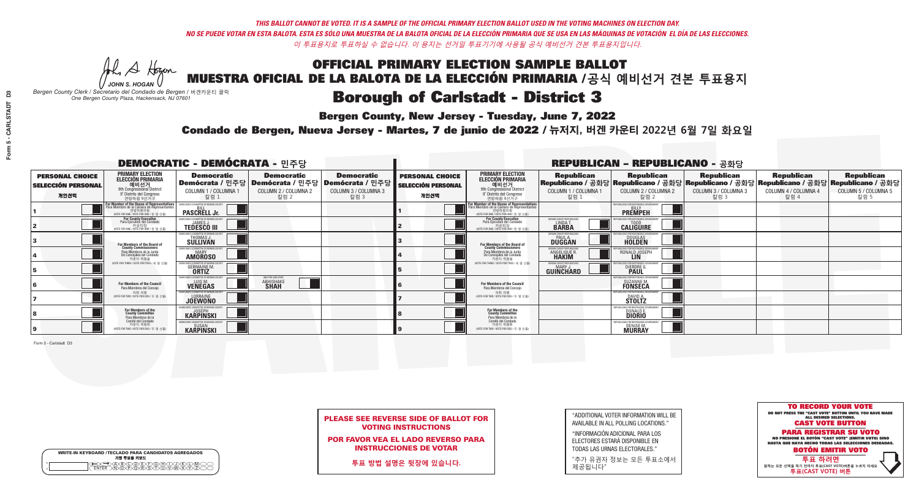*THIS BALLOT CANNOT BE VOTED. IT IS A SAMPLE OF THE OFFICIAL PRIMARY ELECTION BALLOT USED IN THE VOTING MACHINES ON ELECTION DAY.*
*NO SE PUEDE VOTAR EN ESTA BALOTA. ESTA ES SÓLO UNA MUESTRA DE LA BALOTA OFICIAL DE LA ELECCIÓN PRIMARIA QUE SE USA EN LAS MÁQUINAS DE VOTACIÓN EL DÍA DE LAS ELECCIONES.*
*이 투표용지로 투표하실 수 없습니다. 이 용지는 선거일 투표기기에 사용될 공식 예비선거 견본 투표용지입니다.*

JOHN S. HOGAN
*Bergen County Clerk / Secretario del Condado de Bergen / 버겐카운티 클럭*
*One Bergen County Plaza, Hackensack, NJ 07601*

# OFFICIAL PRIMARY ELECTION SAMPLE BALLOT
# MUESTRA OFICIAL DE LA BALOTA DE LA ELECCIÓN PRIMARIA /공식 예비선거 견본 투표용지

## Borough of Carlstadt - District 3

**Bergen County, New Jersey - Tuesday, June 7, 2022**

**Condado de Bergen, Nueva Jersey - Martes, 7 de junio de 2022 / 뉴저지, 버겐 카운티 2022년 6월 7일 화요일**

### DEMOCRATIC - DEMÓCRATA - 민주당

| PERSONAL CHOICE / SELECCIÓN PERSONAL / 개인선택 | PRIMARY ELECTION / ELECCIÓN PRIMARIA / 예비선거 (9th Congressional District / 9° Distrito del Congreso / 연방하원 9선거구) | Democratic / Demócrata / 민주당 COLUMN 1 / COLUMNA 1 / 칼럼 1 | Democratic / Demócrata / 민주당 COLUMN 2 / COLUMNA 2 / 칼럼 2 | Democratic / Demócrata / 민주당 COLUMN 3 / COLUMNA 3 / 칼럼 3 |
|---|---|---|---|---|
| 1 | For Member of the House of Representatives / Para Miembro de la Cámara de Representantes / 연방하원의원 (VOTE FOR ONE / VOTE POR UNO / 한 명 선출) | BILL PASCRELL Jr. | | |
| 2 | For County Executive / Para Ejecutivo del Condado / 카운티장 (VOTE FOR ONE / VOTE POR UNO / 한 명 선출) | JAMES J. TEDESCO III | | |
| 3 | For Members of the Board of County Commissioners / Para Miembros de la Junta De Concejales del Condado / 카운티 위원들 (VOTE FOR THREE / VOTE POR TRES / 세 명 선출) | THOMAS J. SULLIVAN | | |
| 4 | | MARY AMOROSO | | |
| 5 | | GERMAINE M. ORTIZ | | |
| 6 | For Members of the Council / Para Miembros del Concejo / 의회 의원 (VOTE FOR TWO / VOTE POR DOS / 두 명 선출) | LUIS M. VENEGAS | ABHISHAKE SHAH | |
| 7 | | LORRAINE JOEWONO | | |
| 8 | For Members of the County Committee / Para Miembros de la Comité del Condado / 카운티 위원회 (VOTE FOR TWO / VOTE POR DOS / 두 명 선출) | JOSEPH KARPINSKI | | |
| 9 | | SUSAN KARPINSKI | | |

### REPUBLICAN - REPUBLICANO - 공화당

| PERSONAL CHOICE / SELECCIÓN PERSONAL / 개인선택 | PRIMARY ELECTION / ELECCIÓN PRIMARIA / 예비선거 (9th Congressional District / 9° Distrito del Congreso / 연방하원 9선거구) | Republican / Republicano / 공화당 COLUMN 1 / COLUMNA 1 / 칼럼 1 | Republican / Republicano / 공화당 COLUMN 2 / COLUMNA 2 / 칼럼 2 | Republican / Republicano / 공화당 COLUMN 3 / COLUMNA 3 / 칼럼 3 | Republican / Republicano / 공화당 COLUMN 4 / COLUMNA 4 / 칼럼 4 | Republican / Republicano / 공화당 COLUMN 5 / COLUMNA 5 / 칼럼 5 |
|---|---|---|---|---|---|---|
| 1 | For Member of the House of Representatives / Para Miembro de la Cámara de Representantes / 연방하원의원 (VOTE FOR ONE / VOTE POR UNO / 한 명 선출) | | BILLY PREMPEH | | | |
| 2 | For County Executive / Para Ejecutivo del Condado / 카운티장 (VOTE FOR ONE / VOTE POR UNO / 한 명 선출) | LINDA T. BARBA | TODD CALIGUIRE | | | |
| 3 | For Members of the Board of County Commissioners / Para Miembros de la Junta De Concejales del Condado / 카운티 위원들 (VOTE FOR THREE / VOTE POR TRES / 세 명 선출) | PAUL A. DUGGAN | DOUGLAS HOLDEN | | | |
| 4 | | ANGELIQUE R. HAKIM | RONALD JOSEPH LIN | | | |
| 5 | | MARY J. GUINCHARD | DIERDRE G. PAUL | | | |
| 6 | For Members of the Council / Para Miembros del Concejo / 의회 의원 (VOTE FOR TWO / VOTE POR DOS / 두 명 선출) | | SUZANNE M. FONSECA | | | |
| 7 | | | DAVID A. STOLTZ | | | |
| 8 | For Members of the County Committee / Para Miembros de la Comité del Condado / 카운티 위원회 (VOTE FOR TWO / VOTE POR DOS / 두 명 선출) | | DONALD E. DIORIO | | | |
| 9 | | | DENISE M. MURRAY | | | |

Form 5 - Carlstadt D3

**PLEASE SEE REVERSE SIDE OF BALLOT FOR VOTING INSTRUCTIONS**

**POR FAVOR VEA EL LADO REVERSO PARA INSTRUCCIONES DE VOTAR**

**투표 방법 설명은 뒷장에 있습니다.**

"ADDITIONAL VOTER INFORMATION WILL BE AVAILABLE IN ALL POLLING LOCATIONS."

"INFORMACIÓN ADICIONAL PARA LOS ELECTORES ESTARÁ DISPONIBLE EN TODAS LAS URNAS ELECTORALES."

"추가 유권자 정보는 모든 투표소에서 제공됩니다"

**TO RECORD YOUR VOTE**
DO NOT PRESS THE "CAST VOTE" BUTTON UNTIL YOU HAVE MADE ALL DESIRED SELECTIONS.
**CAST VOTE BUTTON**

**PARA REGISTRAR SU VOTO**
NO PRESIONE EL BOTÓN "CAST VOTE" (EMITIR VOTO) SINO HASTA QUE HAYA HECHO TODAS LAS SELECCIONES DESEADAS.
**BOTÓN EMITIR VOTO**

**투표 하려면**
원하는 모든 선택을 하기 전까지 투표(CAST VOTE)버튼을 누르지 마세요
**투표(CAST VOTE) 버튼**

WRITE-IN KEYBOARD /TECLADO PARA CANDIDATOS AGREGADOS
기명 투표용 키보드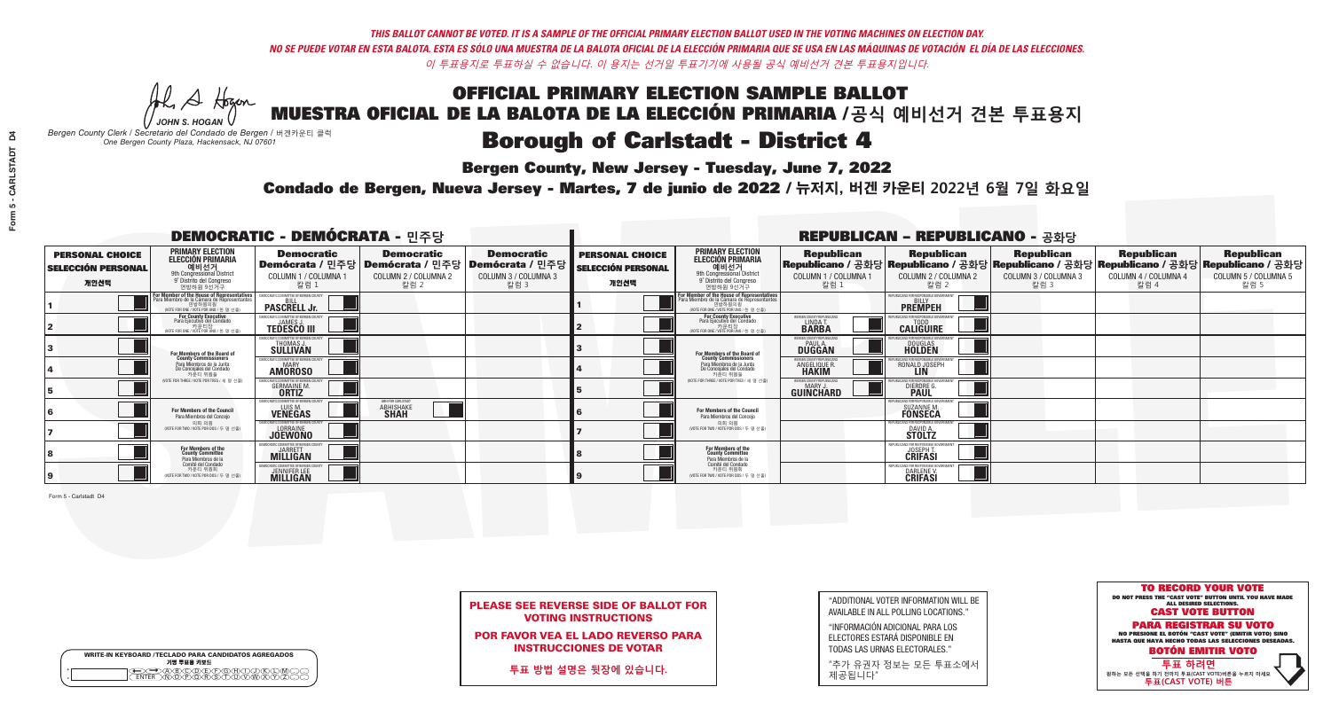*THIS BALLOT CANNOT BE VOTED. IT IS A SAMPLE OF THE OFFICIAL PRIMARY ELECTION BALLOT USED IN THE VOTING MACHINES ON ELECTION DAY.*
*NO SE PUEDE VOTAR EN ESTA BALOTA. ESTA ES SÓLO UNA MUESTRA DE LA BALOTA OFICIAL DE LA ELECCIÓN PRIMARIA QUE SE USA EN LAS MÁQUINAS DE VOTACIÓN EL DÍA DE LAS ELECCIONES.*
*이 투표용지로 투표하실 수 없습니다. 이 용지는 선거일 투표기기에 사용될 공식 예비선거 견본 투표용지입니다.*

JOHN S. HOGAN
Bergen County Clerk / Secretario del Condado de Bergen / 버겐카운티 클럭
One Bergen County Plaza, Hackensack, NJ 07601

# OFFICIAL PRIMARY ELECTION SAMPLE BALLOT
# MUESTRA OFICIAL DE LA BALOTA DE LA ELECCIÓN PRIMARIA /공식 예비선거 견본 투표용지
# Borough of Carlstadt - District 4

**Bergen County, New Jersey - Tuesday, June 7, 2022**

**Condado de Bergen, Nueva Jersey - Martes, 7 de junio de 2022 / 뉴저지, 버겐 카운티 2022년 6월 7일 화요일**

## DEMOCRATIC - DEMÓCRATA - 민주당

| PERSONAL CHOICE / SELECCIÓN PERSONAL / 개인선택 | PRIMARY ELECTION / ELECCIÓN PRIMARIA / 예비선거 / 9th Congressional District / 9° Distrito del Congreso / 연방하원 9선거구 | Democratic / Demócrata / 민주당 COLUMN 1 / COLUMNA 1 / 칼럼 1 | Democratic / Demócrata / 민주당 COLUMN 2 / COLUMNA 2 / 칼럼 2 | Democratic / Demócrata / 민주당 COLUMN 3 / COLUMNA 3 / 칼럼 3 |
|---|---|---|---|---|
| 1 | For Member of the House of Representatives / Para Miembro de la Cámara de Representantes / 연방하원의원 (VOTE FOR ONE / VOTE POR UNO / 한 명 선출) | BILL PASCRELL Jr. | | |
| 2 | For County Executive / Para Ejecutivo del Condado / 카운티장 (VOTE FOR ONE / VOTE POR UNO / 한 명 선출) | JAMES J. TEDESCO III | | |
| 3 | For Members of the Board of County Commissioners / Para Miembros de la Junta De Concejales del Condado / 카운티 위원들 (VOTE FOR THREE / VOTE POR TRES / 세 명 선출) | THOMAS J. SULLIVAN | | |
| 4 | | MARY AMOROSO | | |
| 5 | | GERMAINE M. ORTIZ | | |
| 6 | For Members of the Council / Para Miembros del Concejo / 의회 의원 (VOTE FOR TWO / VOTE POR DOS / 두 명 선출) | LUIS M. VENEGAS | ABHISHAKE SHAH | |
| 7 | | LORRAINE JOEWONO | | |
| 8 | For Members of the County Committee / Para Miembros de la Comité del Condado / 카운티 위원회 (VOTE FOR TWO / VOTE POR DOS / 두 명 선출) | JARRETT MILLIGAN | | |
| 9 | | JENNIFER LEE MILLIGAN | | |

## REPUBLICAN - REPUBLICANO - 공화당

| PERSONAL CHOICE / SELECCIÓN PERSONAL / 개인선택 | PRIMARY ELECTION / ELECCIÓN PRIMARIA / 예비선거 / 9th Congressional District / 9° Distrito del Congreso / 연방하원 9선거구 | Republican / Republicano / 공화당 COLUMN 1 / COLUMNA 1 / 칼럼 1 | Republican / Republicano / 공화당 COLUMN 2 / COLUMNA 2 / 칼럼 2 | Republican / Republicano / 공화당 COLUMN 3 / COLUMNA 3 / 칼럼 3 | Republican / Republicano / 공화당 COLUMN 4 / COLUMNA 4 / 칼럼 4 | Republican / Republicano / 공화당 COLUMN 5 / COLUMNA 5 / 칼럼 5 |
|---|---|---|---|---|---|---|
| 1 | For Member of the House of Representatives / Para Miembro de la Cámara de Representantes / 연방하원의원 (VOTE FOR ONE / VOTE POR UNO / 한 명 선출) | | BILLY PREMPEH | | | |
| 2 | For County Executive / Para Ejecutivo del Condado / 카운티장 (VOTE FOR ONE / VOTE POR UNO / 한 명 선출) | LINDA T. BARBA | TODD CALIGUIRE | | | |
| 3 | For Members of the Board of County Commissioners / Para Miembros de la Junta De Concejales del Condado / 카운티 위원들 (VOTE FOR THREE / VOTE POR TRES / 세 명 선출) | PAUL A. DUGGAN | DOUGLAS HOLDEN | | | |
| 4 | | ANGELIQUE R. HAKIM | RONALD JOSEPH LIN | | | |
| 5 | | MARY J. GUINCHARD | DIERDRE G. PAUL | | | |
| 6 | For Members of the Council / Para Miembros del Concejo / 의회 의원 (VOTE FOR TWO / VOTE POR DOS / 두 명 선출) | | SUZANNE M. FONSECA | | | |
| 7 | | | DAVID A. STOLTZ | | | |
| 8 | For Members of the County Committee / Para Miembros de la Comité del Condado / 카운티 위원회 (VOTE FOR TWO / VOTE POR DOS / 두 명 선출) | | JOSEPH T. CRIFASI | | | |
| 9 | | | DARLENE V. CRIFASI | | | |

Form 5 - Carlstadt D4

**PLEASE SEE REVERSE SIDE OF BALLOT FOR VOTING INSTRUCTIONS**

**POR FAVOR VEA EL LADO REVERSO PARA INSTRUCCIONES DE VOTAR**

**투표 방법 설명은 뒷장에 있습니다.**

"ADDITIONAL VOTER INFORMATION WILL BE AVAILABLE IN ALL POLLING LOCATIONS."

"INFORMACIÓN ADICIONAL PARA LOS ELECTORES ESTARÁ DISPONIBLE EN TODAS LAS URNAS ELECTORALES."

"추가 유권자 정보는 모든 투표소에서 제공됩니다"

WRITE-IN KEYBOARD /TECLADO PARA CANDIDATOS AGREGADOS
기명 투표용 키보드

**TO RECORD YOUR VOTE**
DO NOT PRESS THE "CAST VOTE" BUTTON UNTIL YOU HAVE MADE ALL DESIRED SELECTIONS.
**CAST VOTE BUTTON**

**PARA REGISTRAR SU VOTO**
NO PRESIONE EL BOTÓN "CAST VOTE" (EMITIR VOTO) SINO HASTA QUE HAYA HECHO TODAS LAS SELECCIONES DESEADAS.
**BOTÓN EMITIR VOTO**

**투표 하려면**
원하는 모든 선택을 하기 전까지 투표(CAST VOTE)버튼을 누르지 마세요.
**투표(CAST VOTE) 버튼**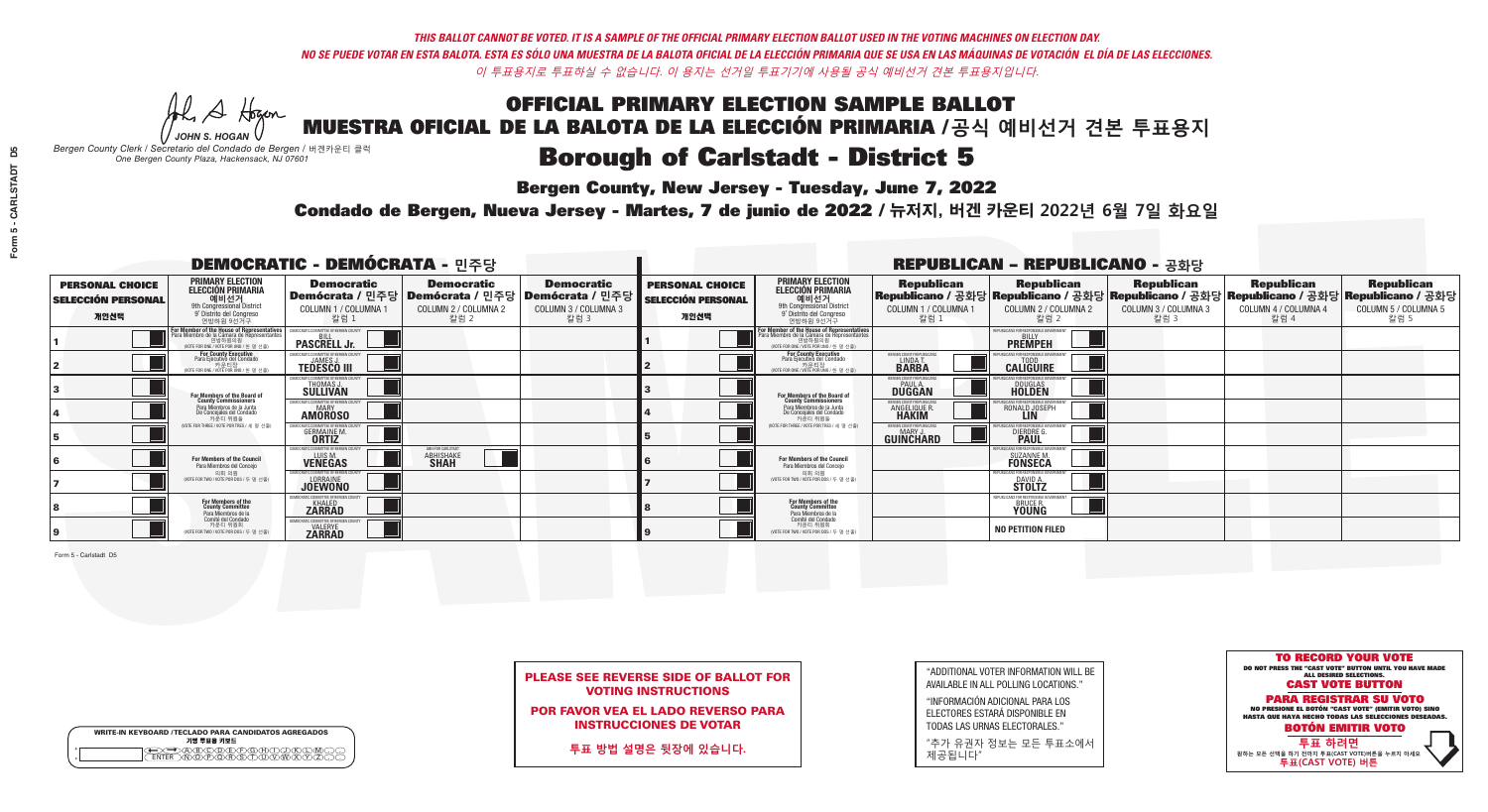*THIS BALLOT CANNOT BE VOTED. IT IS A SAMPLE OF THE OFFICIAL PRIMARY ELECTION BALLOT USED IN THE VOTING MACHINES ON ELECTION DAY.*
*NO SE PUEDE VOTAR EN ESTA BALOTA. ESTA ES SÓLO UNA MUESTRA DE LA BALOTA OFICIAL DE LA ELECCIÓN PRIMARIA QUE SE USA EN LAS MÁQUINAS DE VOTACIÓN EL DÍA DE LAS ELECCIONES.*
*이 투표용지로 투표하실 수 없습니다. 이 용지는 선거일 투표기기에 사용될 공식 예비선거 견본 투표용지입니다.*

JOHN S. HOGAN
*Bergen County Clerk / Secretario del Condado de Bergen / 버겐카운티 클럭*
*One Bergen County Plaza, Hackensack, NJ 07601*

# OFFICIAL PRIMARY ELECTION SAMPLE BALLOT
# MUESTRA OFICIAL DE LA BALOTA DE LA ELECCIÓN PRIMARIA /공식 예비선거 견본 투표용지

## Borough of Carlstadt - District 5

**Bergen County, New Jersey - Tuesday, June 7, 2022**

**Condado de Bergen, Nueva Jersey - Martes, 7 de junio de 2022 / 뉴저지, 버겐 카운티 2022년 6월 7일 화요일**

### DEMOCRATIC - DEMÓCRATA - 민주당

| PERSONAL CHOICE SELECCIÓN PERSONAL 개인선택 | PRIMARY ELECTION ELECCIÓN PRIMARIA 예비선거 9th Congressional District 9° Distrito del Congreso 연방하원 9선거구 | Democratic Demócrata / 민주당 COLUMN 1 / COLUMNA 1 칼럼 1 | Democratic Demócrata / 민주당 COLUMN 2 / COLUMNA 2 칼럼 2 | Democratic Demócrata / 민주당 COLUMN 3 / COLUMNA 3 칼럼 3 |
|---|---|---|---|---|
| 1 | For Member of the House of Representatives / Para Miembro de la Cámara de Representantes / 연방하원의원 (VOTE FOR ONE / VOTE POR UNO / 한 명 선출) | BILL PASCRELL Jr. | | |
| 2 | For County Executive / Para Ejecutivo del Condado / 카운티장 (VOTE FOR ONE / VOTE POR UNO / 한 명 선출) | JAMES J. TEDESCO III | | |
| 3 | For Members of the Board of County Commissioners / Para Miembros de la Junta De Concejales del Condado / 카운티 위원들 (VOTE FOR THREE / VOTE POR TRES / 세 명 선출) | THOMAS J. SULLIVAN | | |
| 4 | | MARY AMOROSO | | |
| 5 | | GERMAINE M. ORTIZ | | |
| 6 | For Members of the Council / Para Miembros del Concejo / 의회 의원 (VOTE FOR TWO / VOTE POR DOS / 두 명 선출) | LUIS M. VENEGAS | ABHISHAKE SHAH | |
| 7 | | LORRAINE JOEWONO | | |
| 8 | For Members of the County Committee / Para Miembros de la Comité del Condado / 카운티 위원회 (VOTE FOR TWO / VOTE POR DOS / 두 명 선출) | KHALED ZARRAD | | |
| 9 | | VALERYE ZARRAD | | |

### REPUBLICAN - REPUBLICANO - 공화당

| PERSONAL CHOICE SELECCIÓN PERSONAL 개인선택 | PRIMARY ELECTION ELECCIÓN PRIMARIA 예비선거 9th Congressional District 9° Distrito del Congreso 연방하원 9선거구 | Republican Republicano / 공화당 COLUMN 1 / COLUMNA 1 칼럼 1 | Republican Republicano / 공화당 COLUMN 2 / COLUMNA 2 칼럼 2 | Republican Republicano / 공화당 COLUMN 3 / COLUMNA 3 칼럼 3 | Republican Republicano / 공화당 COLUMN 4 / COLUMNA 4 칼럼 4 | Republican Republicano / 공화당 COLUMN 5 / COLUMNA 5 칼럼 5 |
|---|---|---|---|---|---|---|
| 1 | For Member of the House of Representatives / Para Miembro de la Cámara de Representantes / 연방하원의원 (VOTE FOR ONE / VOTE POR UNO / 한 명 선출) | | BILLY PREMPEH | | | |
| 2 | For County Executive / Para Ejecutivo del Condado / 카운티장 (VOTE FOR ONE / VOTE POR UNO / 한 명 선출) | LINDA T. BARBA | TODD CALIGUIRE | | | |
| 3 | For Members of the Board of County Commissioners / Para Miembros de la Junta De Concejales del Condado / 카운티 위원들 (VOTE FOR THREE / VOTE POR TRES / 세 명 선출) | PAUL A. DUGGAN | DOUGLAS HOLDEN | | | |
| 4 | | ANGELIQUE R. HAKIM | RONALD JOSEPH LIN | | | |
| 5 | | MARY J. GUINCHARD | DIERDRE G. PAUL | | | |
| 6 | For Members of the Council / Para Miembros del Concejo / 의회 의원 (VOTE FOR TWO / VOTE POR DOS / 두 명 선출) | | SUZANNE M. FONSECA | | | |
| 7 | | | DAVID A. STOLTZ | | | |
| 8 | For Members of the County Committee / Para Miembros de la Comité del Condado / 카운티 위원회 (VOTE FOR TWO / VOTE POR DOS / 두 명 선출) | | BRUCE R. YOUNG | | | |
| 9 | | | NO PETITION FILED | | | |

Form 5 - Carlstadt D5

**PLEASE SEE REVERSE SIDE OF BALLOT FOR VOTING INSTRUCTIONS**

**POR FAVOR VEA EL LADO REVERSO PARA INSTRUCCIONES DE VOTAR**

**투표 방법 설명은 뒷장에 있습니다.**

"ADDITIONAL VOTER INFORMATION WILL BE AVAILABLE IN ALL POLLING LOCATIONS."

"INFORMACIÓN ADICIONAL PARA LOS ELECTORES ESTARÁ DISPONIBLE EN TODAS LAS URNAS ELECTORALES."

"추가 유권자 정보는 모든 투표소에서 제공됩니다"

WRITE-IN KEYBOARD /TECLADO PARA CANDIDATOS AGREGADOS
기명 투표용 키보드

**TO RECORD YOUR VOTE**
DO NOT PRESS THE "CAST VOTE" BUTTON UNTIL YOU HAVE MADE ALL DESIRED SELECTIONS.
**CAST VOTE BUTTON**

**PARA REGISTRAR SU VOTO**
NO PRESIONE EL BOTÓN "CAST VOTE" (EMITIR VOTO) SINO HASTA QUE HAYA HECHO TODAS LAS SELECCIONES DESEADAS.
**BOTÓN EMITIR VOTO**

**투표 하려면**
원하는 모든 선택을 하기 전까지 투표(CAST VOTE)버튼을 누르지 마세요
**투표(CAST VOTE) 버튼**